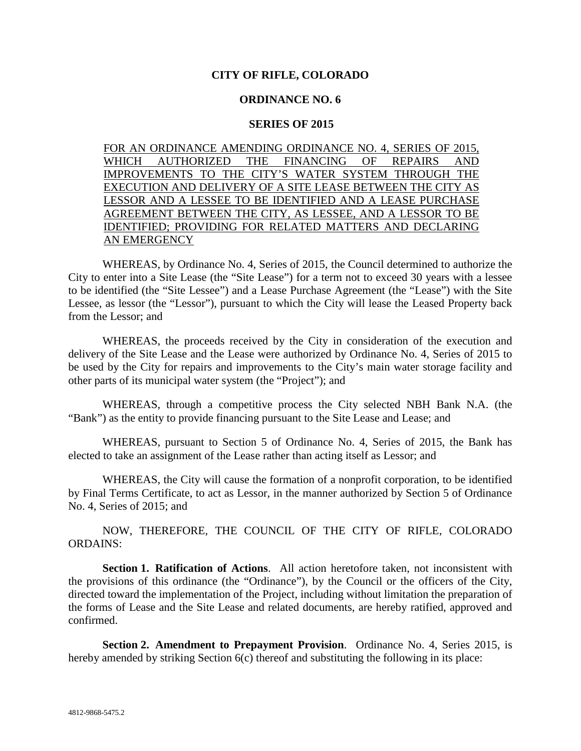**CITY OF RIFLE, COLORADO**

**ORDINANCE NO. 6**

**SERIES OF 2015**

FOR AN ORDINANCE AMENDING ORDINANCE NO. 4, SERIES OF 2015, WHICH AUTHORIZED THE FINANCING OF REPAIRS AND IMPROVEMENTS TO THE CITY'S WATER SYSTEM THROUGH THE EXECUTION AND DELIVERY OF A SITE LEASE BETWEEN THE CITY AS LESSOR AND A LESSEE TO BE IDENTIFIED AND A LEASE PURCHASE AGREEMENT BETWEEN THE CITY, AS LESSEE, AND A LESSOR TO BE IDENTIFIED; PROVIDING FOR RELATED MATTERS AND DECLARING AN EMERGENCY

WHEREAS, by Ordinance No. 4, Series of 2015, the Council determined to authorize the City to enter into a Site Lease (the "Site Lease") for a term not to exceed 30 years with a lessee to be identified (the "Site Lessee") and a Lease Purchase Agreement (the "Lease") with the Site Lessee, as lessor (the "Lessor"), pursuant to which the City will lease the Leased Property back from the Lessor; and

WHEREAS, the proceeds received by the City in consideration of the execution and delivery of the Site Lease and the Lease were authorized by Ordinance No. 4, Series of 2015 to be used by the City for repairs and improvements to the City's main water storage facility and other parts of its municipal water system (the "Project"); and

WHEREAS, through a competitive process the City selected NBH Bank N.A. (the "Bank") as the entity to provide financing pursuant to the Site Lease and Lease; and

WHEREAS, pursuant to Section 5 of Ordinance No. 4, Series of 2015, the Bank has elected to take an assignment of the Lease rather than acting itself as Lessor; and

WHEREAS, the City will cause the formation of a nonprofit corporation, to be identified by Final Terms Certificate, to act as Lessor, in the manner authorized by Section 5 of Ordinance No. 4, Series of 2015; and

NOW, THEREFORE, THE COUNCIL OF THE CITY OF RIFLE, COLORADO ORDAINS:

**Section 1. Ratification of Actions**. All action heretofore taken, not inconsistent with the provisions of this ordinance (the "Ordinance"), by the Council or the officers of the City, directed toward the implementation of the Project, including without limitation the preparation of the forms of Lease and the Site Lease and related documents, are hereby ratified, approved and confirmed.

**Section 2. Amendment to Prepayment Provision**. Ordinance No. 4, Series 2015, is hereby amended by striking Section 6(c) thereof and substituting the following in its place: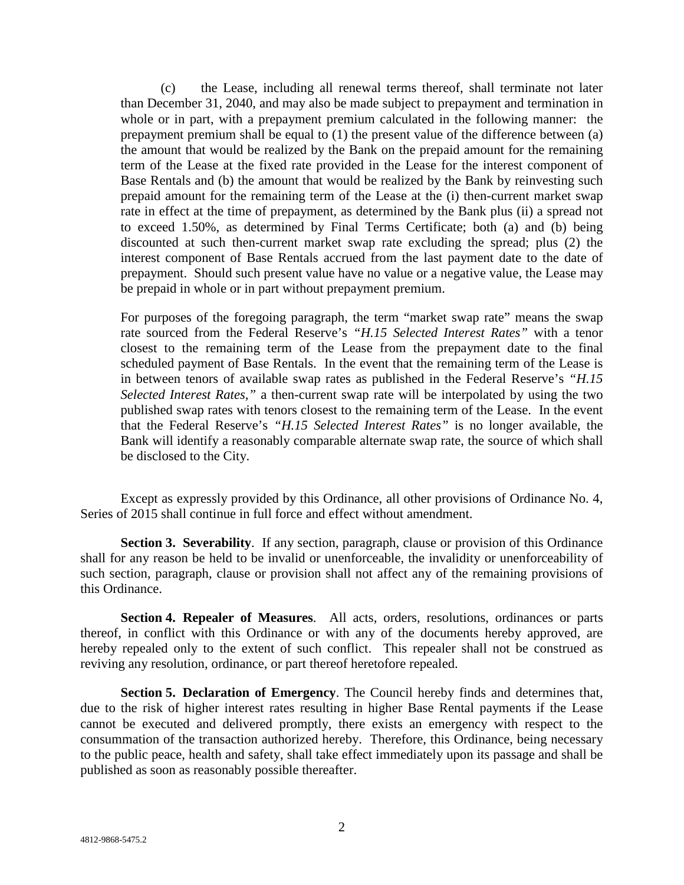(c) the Lease, including all renewal terms thereof, shall terminate not later than December 31, 2040, and may also be made subject to prepayment and termination in whole or in part, with a prepayment premium calculated in the following manner: the prepayment premium shall be equal to (1) the present value of the difference between (a) the amount that would be realized by the Bank on the prepaid amount for the remaining term of the Lease at the fixed rate provided in the Lease for the interest component of Base Rentals and (b) the amount that would be realized by the Bank by reinvesting such prepaid amount for the remaining term of the Lease at the (i) then-current market swap rate in effect at the time of prepayment, as determined by the Bank plus (ii) a spread not to exceed 1.50%, as determined by Final Terms Certificate; both (a) and (b) being discounted at such then-current market swap rate excluding the spread; plus (2) the interest component of Base Rentals accrued from the last payment date to the date of prepayment. Should such present value have no value or a negative value, the Lease may be prepaid in whole or in part without prepayment premium.

For purposes of the foregoing paragraph, the term "market swap rate" means the swap rate sourced from the Federal Reserve's *"H.15 Selected Interest Rates"* with a tenor closest to the remaining term of the Lease from the prepayment date to the final scheduled payment of Base Rentals. In the event that the remaining term of the Lease is in between tenors of available swap rates as published in the Federal Reserve's *"H.15 Selected Interest Rates,"* a then-current swap rate will be interpolated by using the two published swap rates with tenors closest to the remaining term of the Lease. In the event that the Federal Reserve's *"H.15 Selected Interest Rates"* is no longer available, the Bank will identify a reasonably comparable alternate swap rate, the source of which shall be disclosed to the City.

Except as expressly provided by this Ordinance, all other provisions of Ordinance No. 4, Series of 2015 shall continue in full force and effect without amendment.

**Section 3. Severability**. If any section, paragraph, clause or provision of this Ordinance shall for any reason be held to be invalid or unenforceable, the invalidity or unenforceability of such section, paragraph, clause or provision shall not affect any of the remaining provisions of this Ordinance.

**Section 4. Repealer of Measures**. All acts, orders, resolutions, ordinances or parts thereof, in conflict with this Ordinance or with any of the documents hereby approved, are hereby repealed only to the extent of such conflict. This repealer shall not be construed as reviving any resolution, ordinance, or part thereof heretofore repealed.

**Section 5. Declaration of Emergency**. The Council hereby finds and determines that, due to the risk of higher interest rates resulting in higher Base Rental payments if the Lease cannot be executed and delivered promptly, there exists an emergency with respect to the consummation of the transaction authorized hereby. Therefore, this Ordinance, being necessary to the public peace, health and safety, shall take effect immediately upon its passage and shall be published as soon as reasonably possible thereafter.

4812-9868-5475.2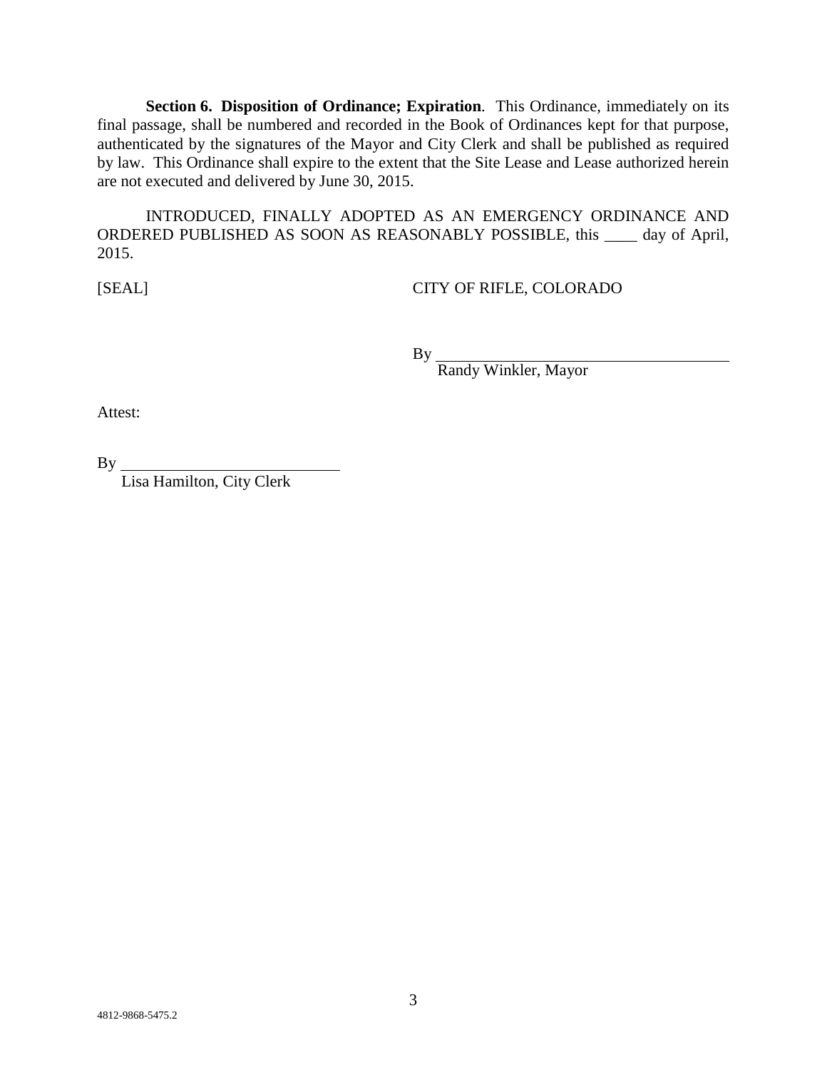**Section 6. Disposition of Ordinance; Expiration**. This Ordinance, immediately on its final passage, shall be numbered and recorded in the Book of Ordinances kept for that purpose, authenticated by the signatures of the Mayor and City Clerk and shall be published as required by law. This Ordinance shall expire to the extent that the Site Lease and Lease authorized herein are not executed and delivered by June 30, 2015.

INTRODUCED, FINALLY ADOPTED AS AN EMERGENCY ORDINANCE AND ORDERED PUBLISHED AS SOON AS REASONABLY POSSIBLE, this ____ day of April, 2015.

[SEAL]

CITY OF RIFLE, COLORADO

By ______________________________
Randy Winkler, Mayor

Attest:

By ______________________________
Lisa Hamilton, City Clerk

4812-9868-5475.2